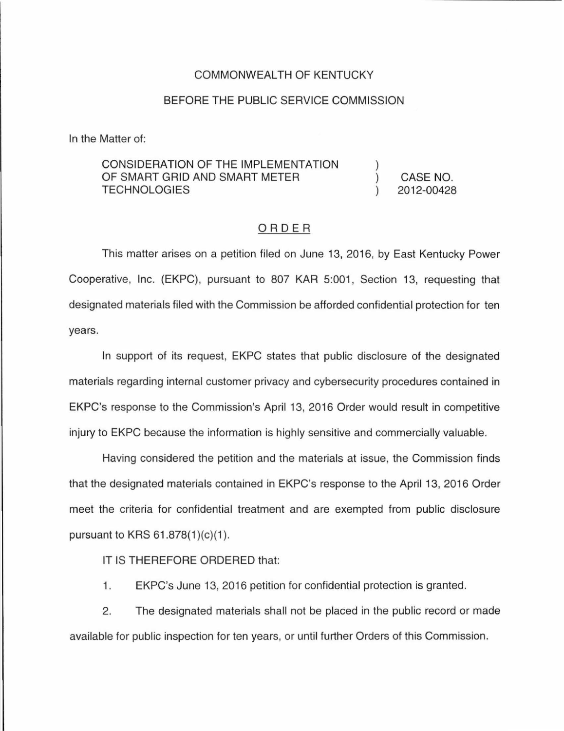COMMONWEALTH OF KENTUCKY

BEFORE THE PUBLIC SERVICE COMMISSION

In the Matter of:

| | | |
|---|---|---|
| CONSIDERATION OF THE IMPLEMENTATION OF SMART GRID AND SMART METER TECHNOLOGIES | ) ) ) | CASE NO. 2012-00428 |

## ORDER

This matter arises on a petition filed on June 13, 2016, by East Kentucky Power Cooperative, Inc. (EKPC), pursuant to 807 KAR 5:001, Section 13, requesting that designated materials filed with the Commission be afforded confidential protection for ten years.

In support of its request, EKPC states that public disclosure of the designated materials regarding internal customer privacy and cybersecurity procedures contained in EKPC's response to the Commission's April 13, 2016 Order would result in competitive injury to EKPC because the information is highly sensitive and commercially valuable.

Having considered the petition and the materials at issue, the Commission finds that the designated materials contained in EKPC's response to the April 13, 2016 Order meet the criteria for confidential treatment and are exempted from public disclosure pursuant to KRS 61.878(1)(c)(1).

IT IS THEREFORE ORDERED that:

1. EKPC's June 13, 2016 petition for confidential protection is granted.

2. The designated materials shall not be placed in the public record or made available for public inspection for ten years, or until further Orders of this Commission.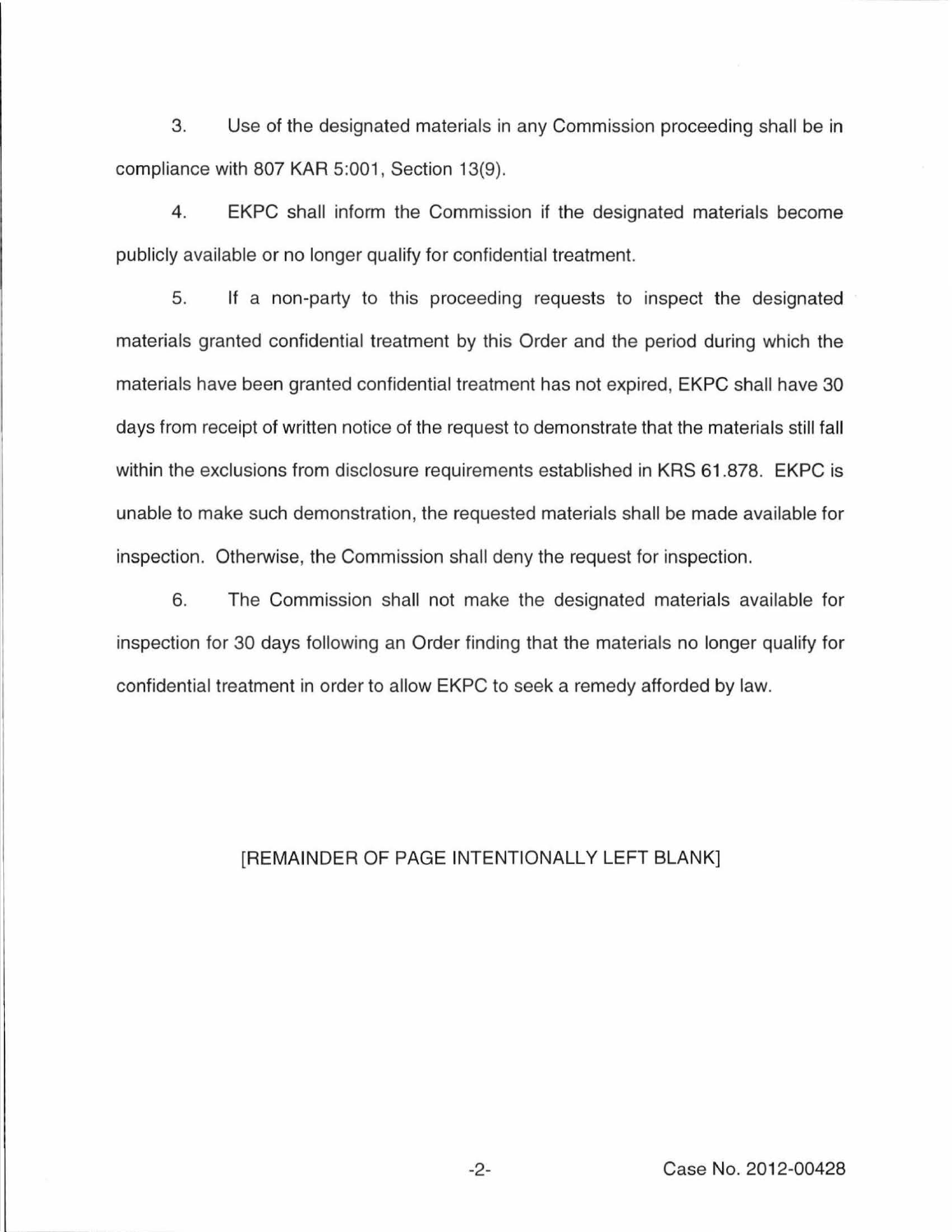3. Use of the designated materials in any Commission proceeding shall be in compliance with 807 KAR 5:001, Section 13(9).

4. EKPC shall inform the Commission if the designated materials become publicly available or no longer qualify for confidential treatment.

5. If a non-party to this proceeding requests to inspect the designated materials granted confidential treatment by this Order and the period during which the materials have been granted confidential treatment has not expired, EKPC shall have 30 days from receipt of written notice of the request to demonstrate that the materials still fall within the exclusions from disclosure requirements established in KRS 61.878. EKPC is unable to make such demonstration, the requested materials shall be made available for inspection. Otherwise, the Commission shall deny the request for inspection.

6. The Commission shall not make the designated materials available for inspection for 30 days following an Order finding that the materials no longer qualify for confidential treatment in order to allow EKPC to seek a remedy afforded by law.

[REMAINDER OF PAGE INTENTIONALLY LEFT BLANK]

Case No. 2012-00428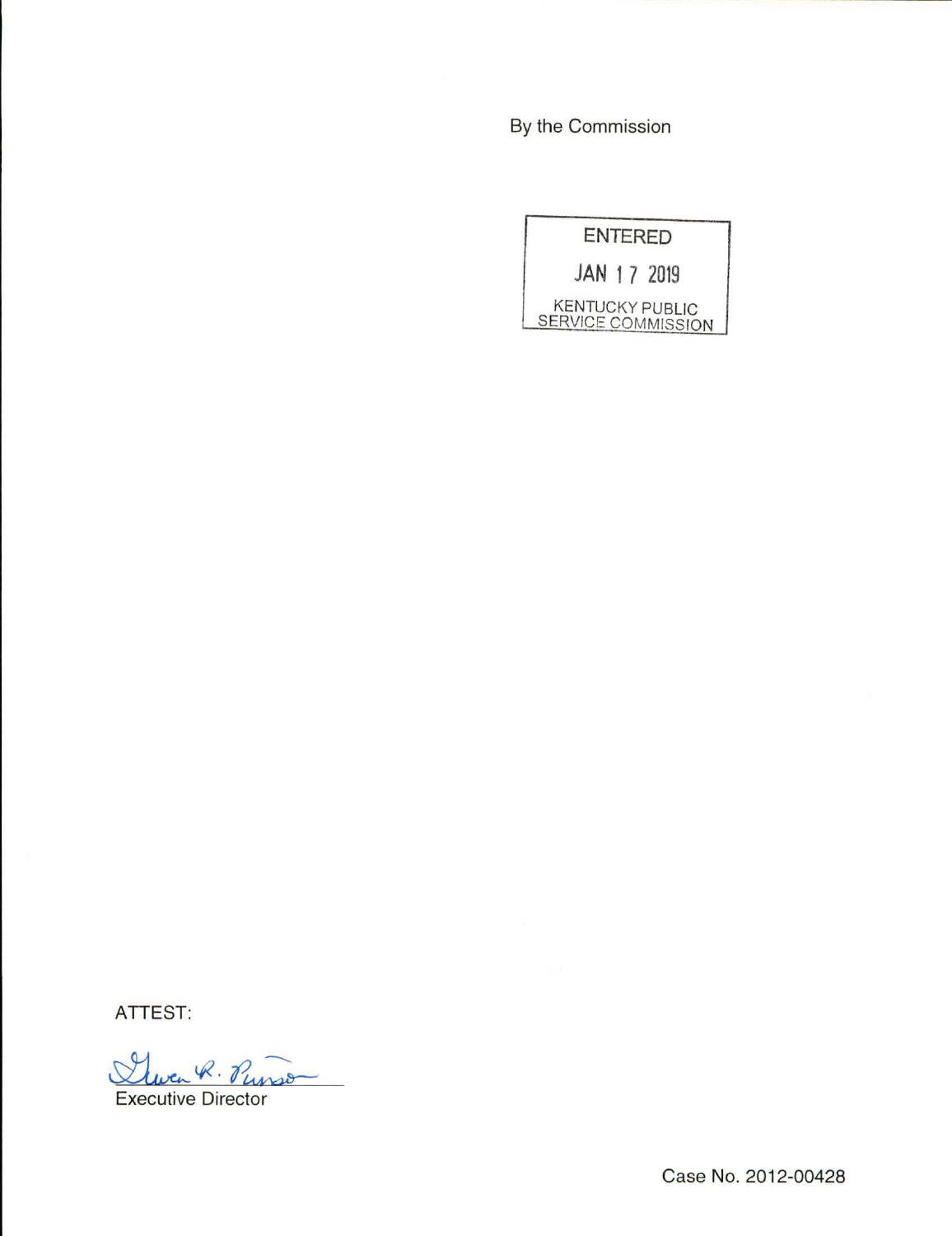By the Commission

ENTERED

JAN 17 2019

KENTUCKY PUBLIC SERVICE COMMISSION

ATTEST:

Gwen R. Pinson

Executive Director

Case No. 2012-00428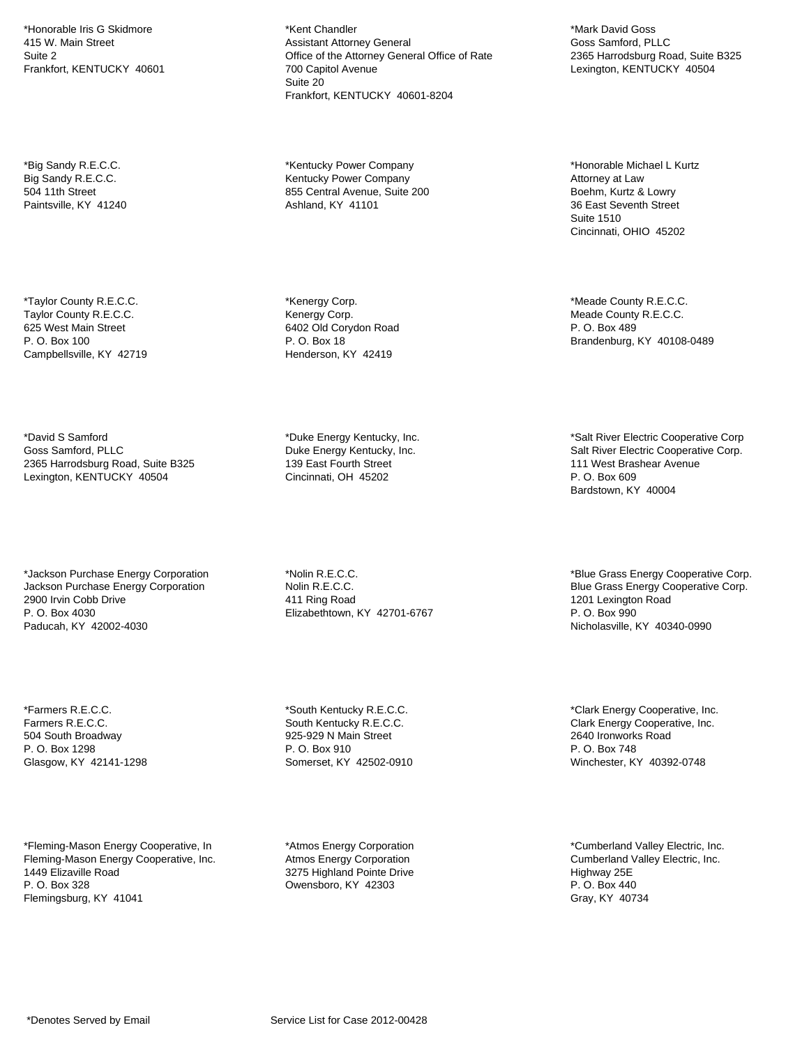*Honorable Iris G Skidmore
415 W. Main Street
Suite 2
Frankfort, KENTUCKY  40601

*Kent Chandler
Assistant Attorney General
Office of the Attorney General Office of Rate
700 Capitol Avenue
Suite 20
Frankfort, KENTUCKY  40601-8204

*Mark David Goss
Goss Samford, PLLC
2365 Harrodsburg Road, Suite B325
Lexington, KENTUCKY  40504

*Big Sandy R.E.C.C.
Big Sandy R.E.C.C.
504 11th Street
Paintsville, KY  41240

*Kentucky Power Company
Kentucky Power Company
855 Central Avenue, Suite 200
Ashland, KY  41101

*Honorable Michael L Kurtz
Attorney at Law
Boehm, Kurtz & Lowry
36 East Seventh Street
Suite 1510
Cincinnati, OHIO  45202

*Taylor County R.E.C.C.
Taylor County R.E.C.C.
625 West Main Street
P. O. Box 100
Campbellsville, KY  42719

*Kenergy Corp.
Kenergy Corp.
6402 Old Corydon Road
P. O. Box 18
Henderson, KY  42419

*Meade County R.E.C.C.
Meade County R.E.C.C.
P. O. Box 489
Brandenburg, KY  40108-0489

*David S Samford
Goss Samford, PLLC
2365 Harrodsburg Road, Suite B325
Lexington, KENTUCKY  40504

*Duke Energy Kentucky, Inc.
Duke Energy Kentucky, Inc.
139 East Fourth Street
Cincinnati, OH  45202

*Salt River Electric Cooperative Corp
Salt River Electric Cooperative Corp.
111 West Brashear Avenue
P. O. Box 609
Bardstown, KY  40004

*Jackson Purchase Energy Corporation
Jackson Purchase Energy Corporation
2900 Irvin Cobb Drive
P. O. Box 4030
Paducah, KY  42002-4030

*Nolin R.E.C.C.
Nolin R.E.C.C.
411 Ring Road
Elizabethtown, KY  42701-6767

*Blue Grass Energy Cooperative Corp.
Blue Grass Energy Cooperative Corp.
1201 Lexington Road
P. O. Box 990
Nicholasville, KY  40340-0990

*Farmers R.E.C.C.
Farmers R.E.C.C.
504 South Broadway
P. O. Box 1298
Glasgow, KY  42141-1298

*South Kentucky R.E.C.C.
South Kentucky R.E.C.C.
925-929 N Main Street
P. O. Box 910
Somerset, KY  42502-0910

*Clark Energy Cooperative, Inc.
Clark Energy Cooperative, Inc.
2640 Ironworks Road
P. O. Box 748
Winchester, KY  40392-0748

*Fleming-Mason Energy Cooperative, In
Fleming-Mason Energy Cooperative, Inc.
1449 Elizaville Road
P. O. Box 328
Flemingsburg, KY  41041

*Atmos Energy Corporation
Atmos Energy Corporation
3275 Highland Pointe Drive
Owensboro, KY  42303

*Cumberland Valley Electric, Inc.
Cumberland Valley Electric, Inc.
Highway 25E
P. O. Box 440
Gray, KY  40734

*Denotes Served by Email

Service List for Case 2012-00428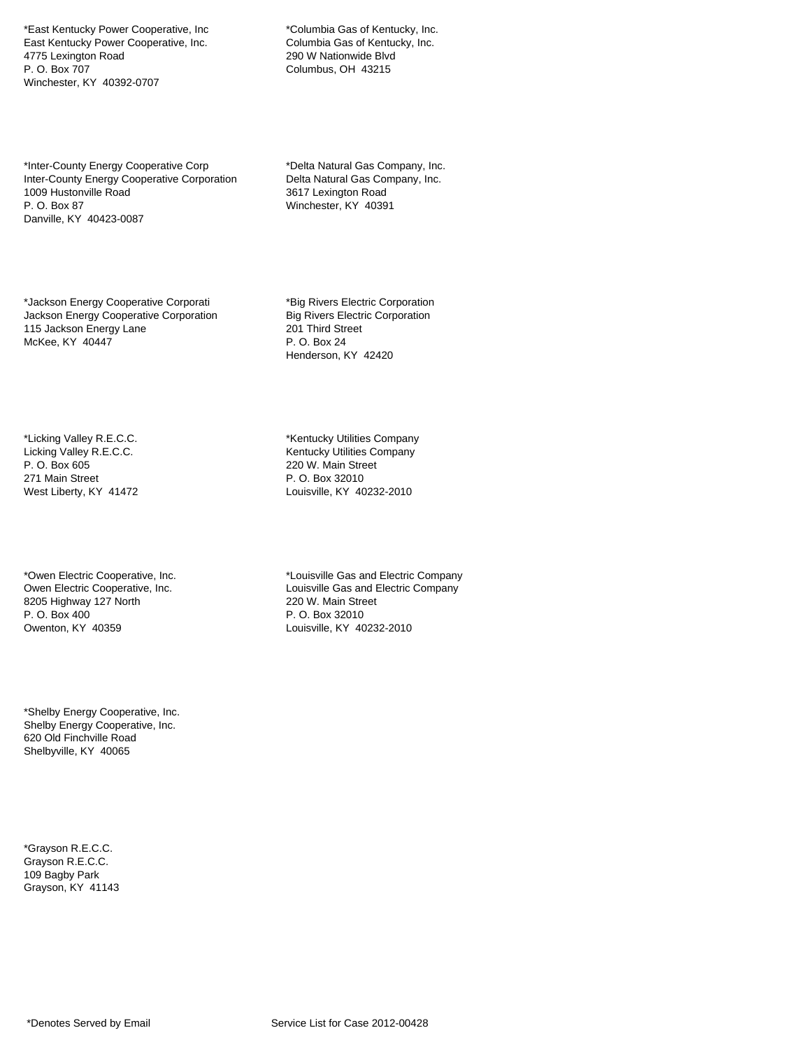*East Kentucky Power Cooperative, Inc
East Kentucky Power Cooperative, Inc.
4775 Lexington Road
P. O. Box 707
Winchester, KY  40392-0707

*Inter-County Energy Cooperative Corp
Inter-County Energy Cooperative Corporation
1009 Hustonville Road
P. O. Box 87
Danville, KY  40423-0087

*Jackson Energy Cooperative Corporati
Jackson Energy Cooperative Corporation
115 Jackson Energy Lane
McKee, KY  40447

*Licking Valley R.E.C.C.
Licking Valley R.E.C.C.
P. O. Box 605
271 Main Street
West Liberty, KY  41472

*Owen Electric Cooperative, Inc.
Owen Electric Cooperative, Inc.
8205 Highway 127 North
P. O. Box 400
Owenton, KY  40359

*Shelby Energy Cooperative, Inc.
Shelby Energy Cooperative, Inc.
620 Old Finchville Road
Shelbyville, KY  40065

*Grayson R.E.C.C.
Grayson R.E.C.C.
109 Bagby Park
Grayson, KY  41143

*Columbia Gas of Kentucky, Inc.
Columbia Gas of Kentucky, Inc.
290 W Nationwide Blvd
Columbus, OH  43215

*Delta Natural Gas Company, Inc.
Delta Natural Gas Company, Inc.
3617 Lexington Road
Winchester, KY  40391

*Big Rivers Electric Corporation
Big Rivers Electric Corporation
201 Third Street
P. O. Box 24
Henderson, KY  42420

*Kentucky Utilities Company
Kentucky Utilities Company
220 W. Main Street
P. O. Box 32010
Louisville, KY  40232-2010

*Louisville Gas and Electric Company
Louisville Gas and Electric Company
220 W. Main Street
P. O. Box 32010
Louisville, KY  40232-2010

*Denotes Served by Email

Service List for Case 2012-00428